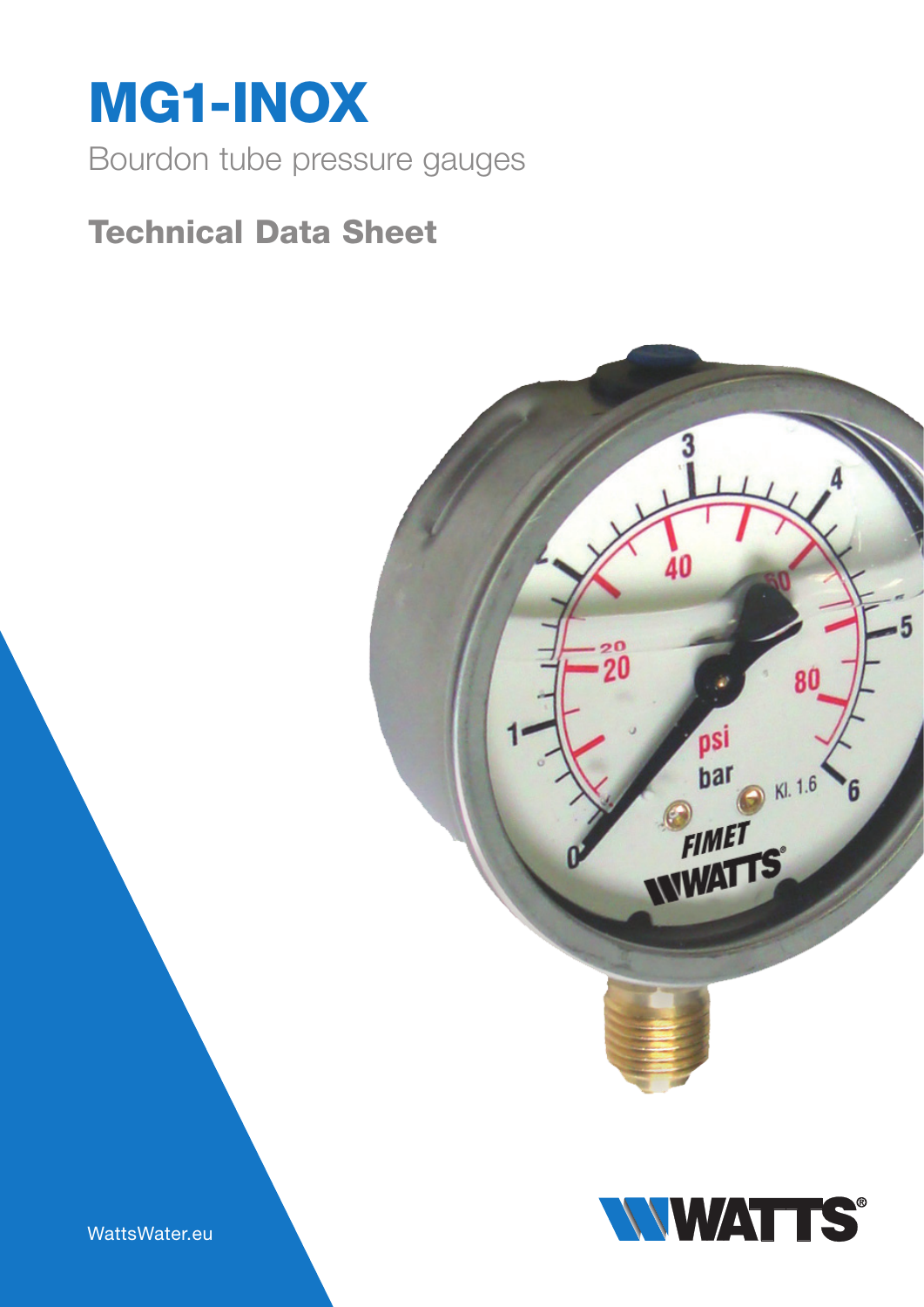# MG1-INOX

Bourdon tube pressure gauges

## Technical Data Sheet

WattsWater.eu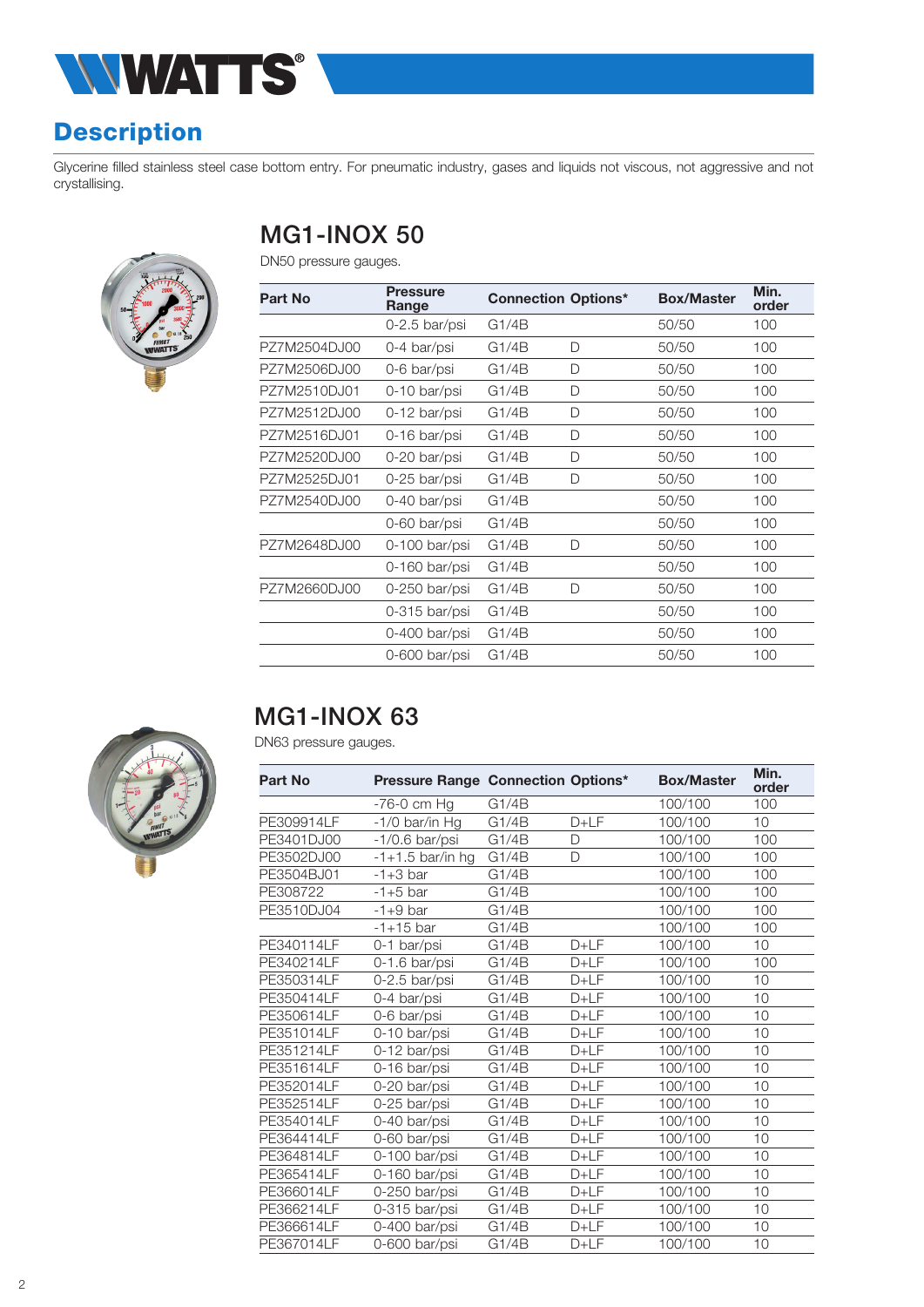## Description

Glycerine filled stainless steel case bottom entry. For pneumatic industry, gases and liquids not viscous, not aggressive and not crystallising.

### MG1-INOX 50

DN50 pressure gauges.

| Part No | Pressure Range | Connection | Options* | Box/Master | Min. order |
|---|---|---|---|---|---|
| | 0-2.5 bar/psi | G1/4B | | 50/50 | 100 |
| PZ7M2504DJ00 | 0-4 bar/psi | G1/4B | D | 50/50 | 100 |
| PZ7M2506DJ00 | 0-6 bar/psi | G1/4B | D | 50/50 | 100 |
| PZ7M2510DJ01 | 0-10 bar/psi | G1/4B | D | 50/50 | 100 |
| PZ7M2512DJ00 | 0-12 bar/psi | G1/4B | D | 50/50 | 100 |
| PZ7M2516DJ01 | 0-16 bar/psi | G1/4B | D | 50/50 | 100 |
| PZ7M2520DJ00 | 0-20 bar/psi | G1/4B | D | 50/50 | 100 |
| PZ7M2525DJ01 | 0-25 bar/psi | G1/4B | D | 50/50 | 100 |
| PZ7M2540DJ00 | 0-40 bar/psi | G1/4B | | 50/50 | 100 |
| | 0-60 bar/psi | G1/4B | | 50/50 | 100 |
| PZ7M2648DJ00 | 0-100 bar/psi | G1/4B | D | 50/50 | 100 |
| | 0-160 bar/psi | G1/4B | | 50/50 | 100 |
| PZ7M2660DJ00 | 0-250 bar/psi | G1/4B | D | 50/50 | 100 |
| | 0-315 bar/psi | G1/4B | | 50/50 | 100 |
| | 0-400 bar/psi | G1/4B | | 50/50 | 100 |
| | 0-600 bar/psi | G1/4B | | 50/50 | 100 |

### MG1-INOX 63

DN63 pressure gauges.

| Part No | Pressure Range | Connection | Options* | Box/Master | Min. order |
|---|---|---|---|---|---|
| | -76-0 cm Hg | G1/4B | | 100/100 | 100 |
| PE309914LF | -1/0 bar/in Hg | G1/4B | D+LF | 100/100 | 10 |
| PE3401DJ00 | -1/0.6 bar/psi | G1/4B | D | 100/100 | 100 |
| PE3502DJ00 | -1+1.5 bar/in hg | G1/4B | D | 100/100 | 100 |
| PE3504BJ01 | -1+3 bar | G1/4B | | 100/100 | 100 |
| PE308722 | -1+5 bar | G1/4B | | 100/100 | 100 |
| PE3510DJ04 | -1+9 bar | G1/4B | | 100/100 | 100 |
| | -1+15 bar | G1/4B | | 100/100 | 100 |
| PE340114LF | 0-1 bar/psi | G1/4B | D+LF | 100/100 | 10 |
| PE340214LF | 0-1.6 bar/psi | G1/4B | D+LF | 100/100 | 100 |
| PE350314LF | 0-2.5 bar/psi | G1/4B | D+LF | 100/100 | 10 |
| PE350414LF | 0-4 bar/psi | G1/4B | D+LF | 100/100 | 10 |
| PE350614LF | 0-6 bar/psi | G1/4B | D+LF | 100/100 | 10 |
| PE351014LF | 0-10 bar/psi | G1/4B | D+LF | 100/100 | 10 |
| PE351214LF | 0-12 bar/psi | G1/4B | D+LF | 100/100 | 10 |
| PE351614LF | 0-16 bar/psi | G1/4B | D+LF | 100/100 | 10 |
| PE352014LF | 0-20 bar/psi | G1/4B | D+LF | 100/100 | 10 |
| PE352514LF | 0-25 bar/psi | G1/4B | D+LF | 100/100 | 10 |
| PE354014LF | 0-40 bar/psi | G1/4B | D+LF | 100/100 | 10 |
| PE364414LF | 0-60 bar/psi | G1/4B | D+LF | 100/100 | 10 |
| PE364814LF | 0-100 bar/psi | G1/4B | D+LF | 100/100 | 10 |
| PE365414LF | 0-160 bar/psi | G1/4B | D+LF | 100/100 | 10 |
| PE366014LF | 0-250 bar/psi | G1/4B | D+LF | 100/100 | 10 |
| PE366214LF | 0-315 bar/psi | G1/4B | D+LF | 100/100 | 10 |
| PE366614LF | 0-400 bar/psi | G1/4B | D+LF | 100/100 | 10 |
| PE367014LF | 0-600 bar/psi | G1/4B | D+LF | 100/100 | 10 |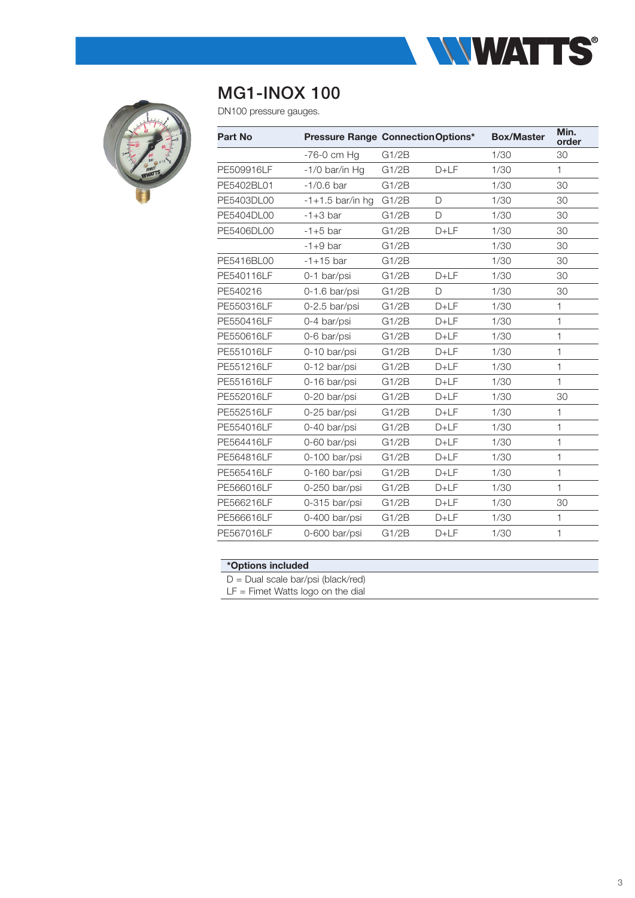# MG1-INOX 100

DN100 pressure gauges.

| Part No | Pressure Range | Connection | Options* | Box/Master | Min. order |
|---|---|---|---|---|---|
| | -76-0 cm Hg | G1/2B | | 1/30 | 30 |
| PE509916LF | -1/0 bar/in Hg | G1/2B | D+LF | 1/30 | 1 |
| PE5402BL01 | -1/0.6 bar | G1/2B | | 1/30 | 30 |
| PE5403DL00 | -1+1.5 bar/in hg | G1/2B | D | 1/30 | 30 |
| PE5404DL00 | -1+3 bar | G1/2B | D | 1/30 | 30 |
| PE5406DL00 | -1+5 bar | G1/2B | D+LF | 1/30 | 30 |
| | -1+9 bar | G1/2B | | 1/30 | 30 |
| PE5416BL00 | -1+15 bar | G1/2B | | 1/30 | 30 |
| PE540116LF | 0-1 bar/psi | G1/2B | D+LF | 1/30 | 30 |
| PE540216 | 0-1.6 bar/psi | G1/2B | D | 1/30 | 30 |
| PE550316LF | 0-2.5 bar/psi | G1/2B | D+LF | 1/30 | 1 |
| PE550416LF | 0-4 bar/psi | G1/2B | D+LF | 1/30 | 1 |
| PE550616LF | 0-6 bar/psi | G1/2B | D+LF | 1/30 | 1 |
| PE551016LF | 0-10 bar/psi | G1/2B | D+LF | 1/30 | 1 |
| PE551216LF | 0-12 bar/psi | G1/2B | D+LF | 1/30 | 1 |
| PE551616LF | 0-16 bar/psi | G1/2B | D+LF | 1/30 | 1 |
| PE552016LF | 0-20 bar/psi | G1/2B | D+LF | 1/30 | 30 |
| PE552516LF | 0-25 bar/psi | G1/2B | D+LF | 1/30 | 1 |
| PE554016LF | 0-40 bar/psi | G1/2B | D+LF | 1/30 | 1 |
| PE564416LF | 0-60 bar/psi | G1/2B | D+LF | 1/30 | 1 |
| PE564816LF | 0-100 bar/psi | G1/2B | D+LF | 1/30 | 1 |
| PE565416LF | 0-160 bar/psi | G1/2B | D+LF | 1/30 | 1 |
| PE566016LF | 0-250 bar/psi | G1/2B | D+LF | 1/30 | 1 |
| PE566216LF | 0-315 bar/psi | G1/2B | D+LF | 1/30 | 30 |
| PE566616LF | 0-400 bar/psi | G1/2B | D+LF | 1/30 | 1 |
| PE567016LF | 0-600 bar/psi | G1/2B | D+LF | 1/30 | 1 |

**\*Options included**

D = Dual scale bar/psi (black/red)
LF = Fimet Watts logo on the dial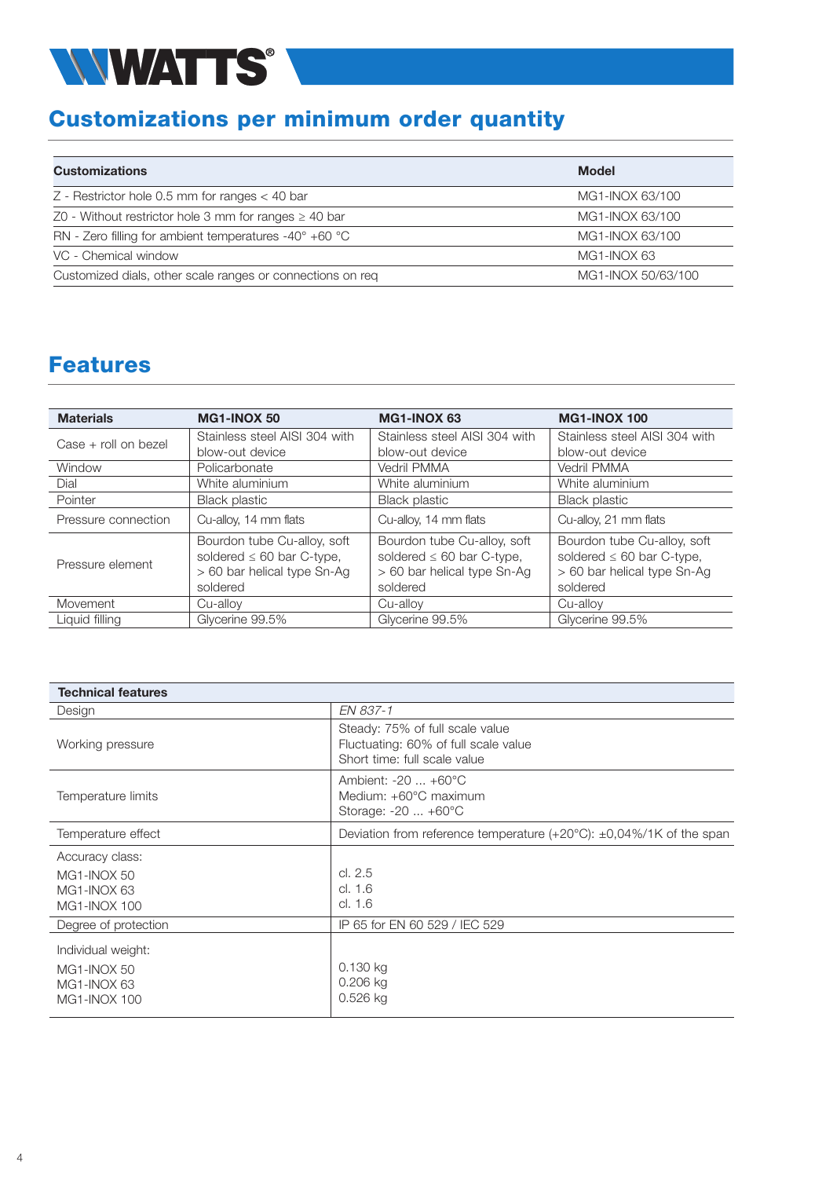## Customizations per minimum order quantity

| Customizations | Model |
|---|---|
| Z - Restrictor hole 0.5 mm for ranges < 40 bar | MG1-INOX 63/100 |
| Z0 - Without restrictor hole 3 mm for ranges ≥ 40 bar | MG1-INOX 63/100 |
| RN - Zero filling for ambient temperatures -40° +60 °C | MG1-INOX 63/100 |
| VC - Chemical window | MG1-INOX 63 |
| Customized dials, other scale ranges or connections on req | MG1-INOX 50/63/100 |

## Features

| Materials | MG1-INOX 50 | MG1-INOX 63 | MG1-INOX 100 |
|---|---|---|---|
| Case + roll on bezel | Stainless steel AISI 304 with blow-out device | Stainless steel AISI 304 with blow-out device | Stainless steel AISI 304 with blow-out device |
| Window | Policarbonate | Vedril PMMA | Vedril PMMA |
| Dial | White aluminium | White aluminium | White aluminium |
| Pointer | Black plastic | Black plastic | Black plastic |
| Pressure connection | Cu-alloy, 14 mm flats | Cu-alloy, 14 mm flats | Cu-alloy, 21 mm flats |
| Pressure element | Bourdon tube Cu-alloy, soft soldered ≤ 60 bar C-type, > 60 bar helical type Sn-Ag soldered | Bourdon tube Cu-alloy, soft soldered ≤ 60 bar C-type, > 60 bar helical type Sn-Ag soldered | Bourdon tube Cu-alloy, soft soldered ≤ 60 bar C-type, > 60 bar helical type Sn-Ag soldered |
| Movement | Cu-alloy | Cu-alloy | Cu-alloy |
| Liquid filling | Glycerine 99.5% | Glycerine 99.5% | Glycerine 99.5% |

| Technical features | |
|---|---|
| Design | *EN 837-1* |
| Working pressure | Steady: 75% of full scale value<br>Fluctuating: 60% of full scale value<br>Short time: full scale value |
| Temperature limits | Ambient: -20 ... +60°C<br>Medium: +60°C maximum<br>Storage: -20 ... +60°C |
| Temperature effect | Deviation from reference temperature (+20°C): ±0,04%/1K of the span |
| Accuracy class:<br>MG1-INOX 50<br>MG1-INOX 63<br>MG1-INOX 100 | <br>cl. 2.5<br>cl. 1.6<br>cl. 1.6 |
| Degree of protection | IP 65 for EN 60 529 / IEC 529 |
| Individual weight:<br>MG1-INOX 50<br>MG1-INOX 63<br>MG1-INOX 100 | <br>0.130 kg<br>0.206 kg<br>0.526 kg |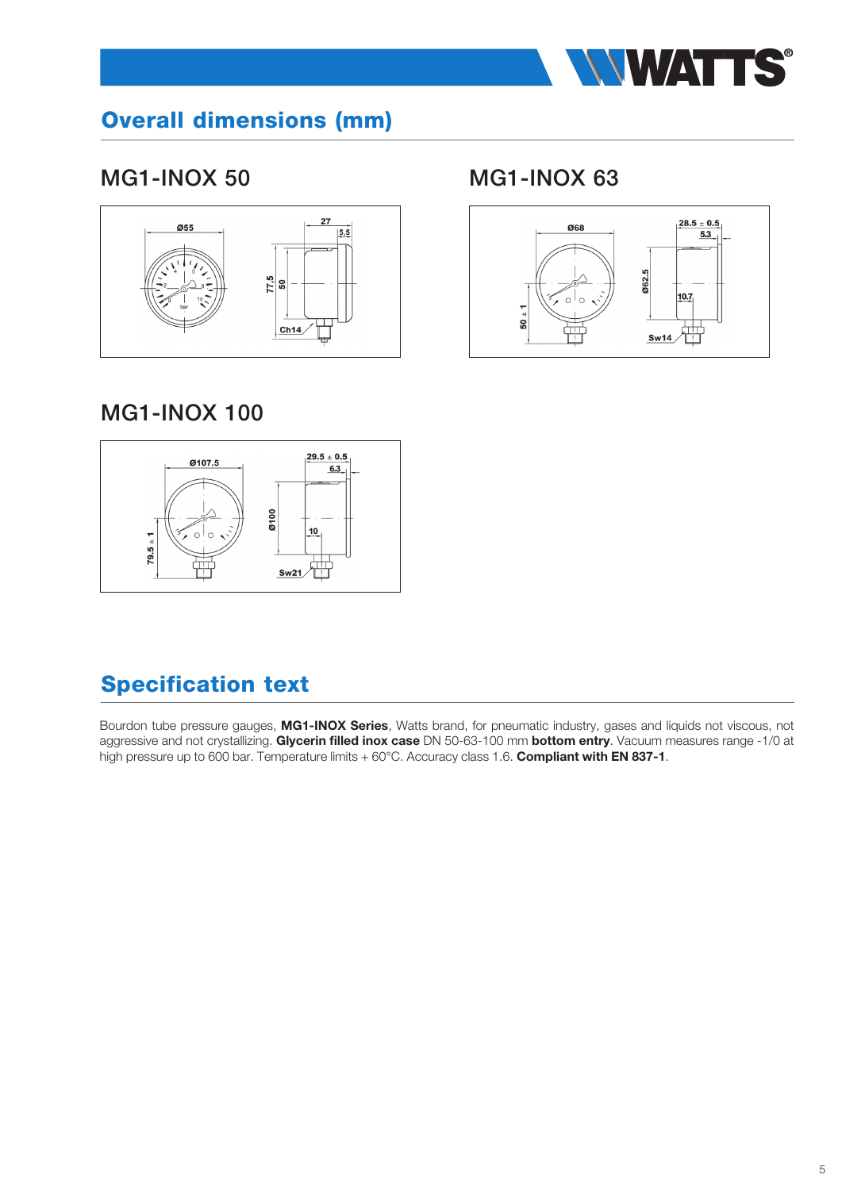## Overall dimensions (mm)

### MG1-INOX 50

### MG1-INOX 63

### MG1-INOX 100

## Specification text

Bourdon tube pressure gauges, **MG1-INOX Series**, Watts brand, for pneumatic industry, gases and liquids not viscous, not aggressive and not crystallizing. **Glycerin filled inox case** DN 50-63-100 mm **bottom entry**. Vacuum measures range -1/0 at high pressure up to 600 bar. Temperature limits + 60°C. Accuracy class 1.6. **Compliant with EN 837-1**.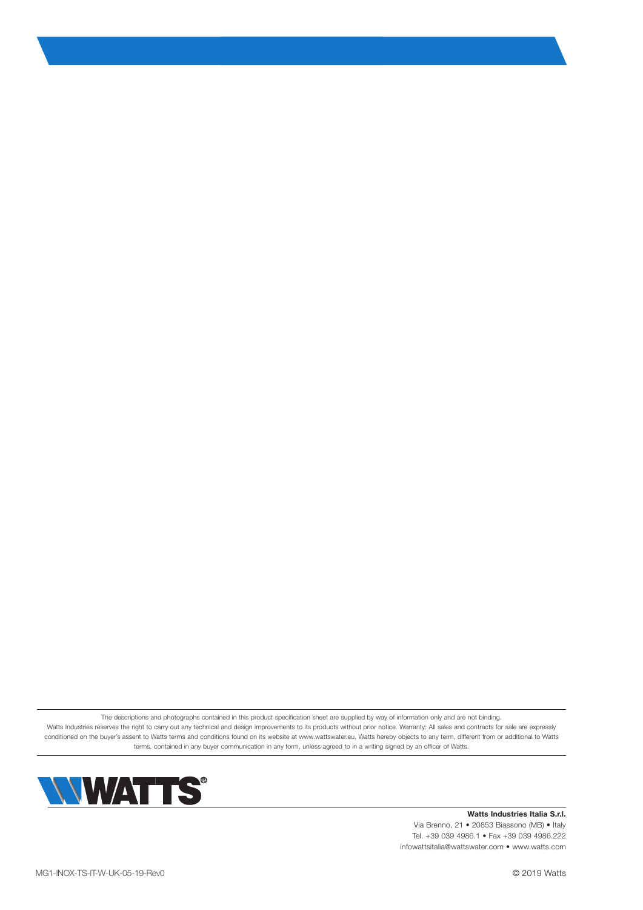The descriptions and photographs contained in this product specification sheet are supplied by way of information only and are not binding.
Watts Industries reserves the right to carry out any technical and design improvements to its products without prior notice. Warranty: All sales and contracts for sale are expressly conditioned on the buyer's assent to Watts terms and conditions found on its website at www.wattswater.eu. Watts hereby objects to any term, different from or additional to Watts terms, contained in any buyer communication in any form, unless agreed to in a writing signed by an officer of Watts.

WATTS®

**Watts Industries Italia S.r.l.**
Via Brenno, 21 • 20853 Biassono (MB) • Italy
Tel. +39 039 4986.1 • Fax +39 039 4986.222
infowattsitalia@wattswater.com • www.watts.com

MG1-INOX-TS-IT-W-UK-05-19-Rev0

© 2019 Watts